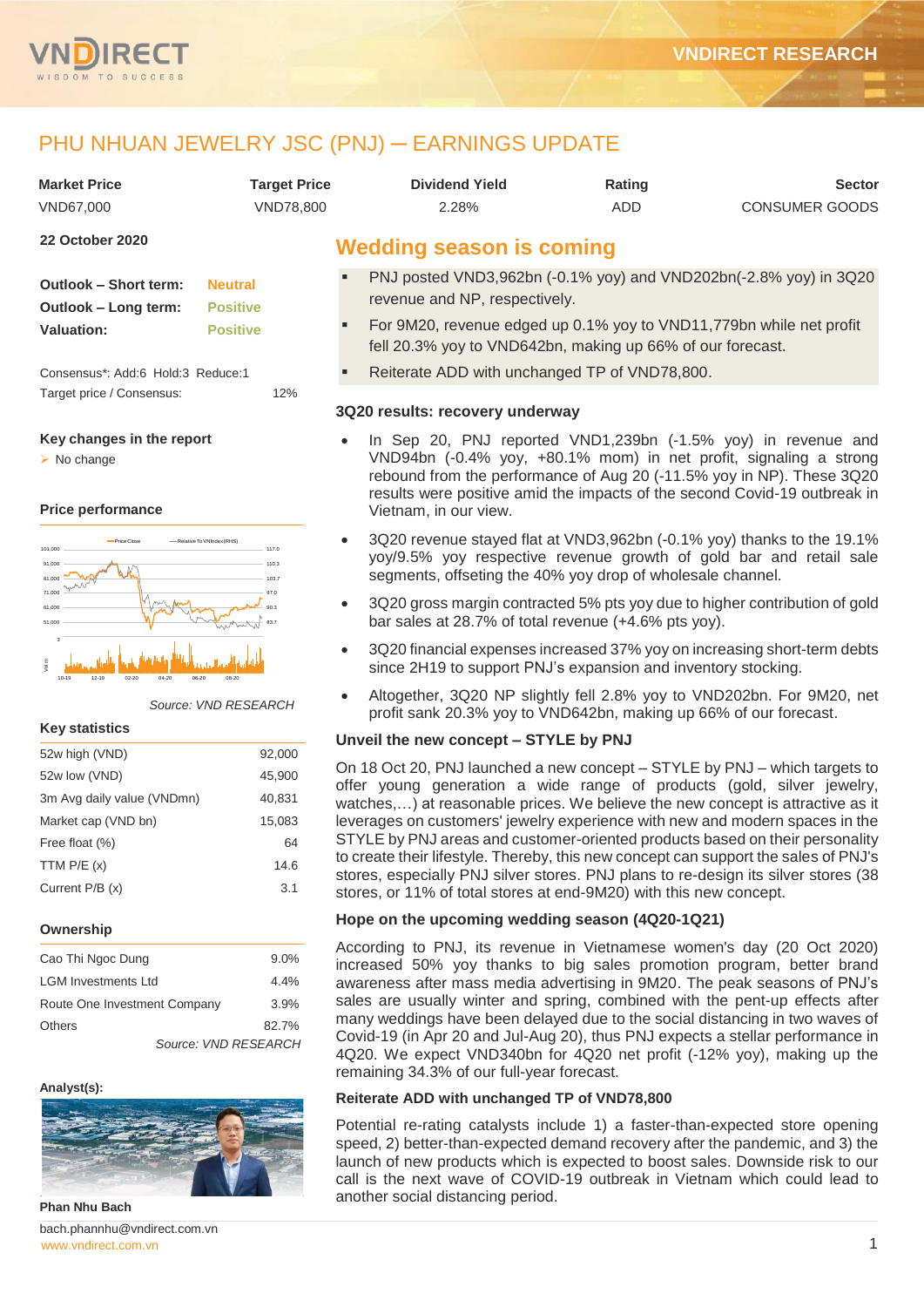# PHU NHUAN JEWELRY JSC (PNJ) – EARNINGS UPDATE

| Market Price | Target Price | Dividend Yield | Rating | Sector |
|---|---|---|---|---|
| VND67,000 | VND78,800 | 2.28% | ADD | CONSUMER GOODS |

**22 October 2020**

| | |
|---|---|
| **Outlook – Short term:** | Neutral |
| **Outlook – Long term:** | Positive |
| **Valuation:** | Positive |

Consensus*: Add:6 Hold:3 Reduce:1

Target price / Consensus: 12%

**Key changes in the report**

- No change

**Price performance**

Source: VND RESEARCH

**Key statistics**

| | |
|---|---|
| 52w high (VND) | 92,000 |
| 52w low (VND) | 45,900 |
| 3m Avg daily value (VNDmn) | 40,831 |
| Market cap (VND bn) | 15,083 |
| Free float (%) | 64 |
| TTM P/E (x) | 14.6 |
| Current P/B (x) | 3.1 |

**Ownership**

| | |
|---|---|
| Cao Thi Ngoc Dung | 9.0% |
| LGM Investments Ltd | 4.4% |
| Route One Investment Company | 3.9% |
| Others | 82.7% |

Source: VND RESEARCH

**Analyst(s):**

**Phan Nhu Bach**

bach.phannhu@vndirect.com.vn

## Wedding season is coming

- PNJ posted VND3,962bn (-0.1% yoy) and VND202bn(-2.8% yoy) in 3Q20 revenue and NP, respectively.
- For 9M20, revenue edged up 0.1% yoy to VND11,779bn while net profit fell 20.3% yoy to VND642bn, making up 66% of our forecast.
- Reiterate ADD with unchanged TP of VND78,800.

### 3Q20 results: recovery underway

- In Sep 20, PNJ reported VND1,239bn (-1.5% yoy) in revenue and VND94bn (-0.4% yoy, +80.1% mom) in net profit, signaling a strong rebound from the performance of Aug 20 (-11.5% yoy in NP). These 3Q20 results were positive amid the impacts of the second Covid-19 outbreak in Vietnam, in our view.
- 3Q20 revenue stayed flat at VND3,962bn (-0.1% yoy) thanks to the 19.1% yoy/9.5% yoy respective revenue growth of gold bar and retail sale segments, offseting the 40% yoy drop of wholesale channel.
- 3Q20 gross margin contracted 5% pts yoy due to higher contribution of gold bar sales at 28.7% of total revenue (+4.6% pts yoy).
- 3Q20 financial expenses increased 37% yoy on increasing short-term debts since 2H19 to support PNJ's expansion and inventory stocking.
- Altogether, 3Q20 NP slightly fell 2.8% yoy to VND202bn. For 9M20, net profit sank 20.3% yoy to VND642bn, making up 66% of our forecast.

### Unveil the new concept – STYLE by PNJ

On 18 Oct 20, PNJ launched a new concept – STYLE by PNJ – which targets to offer young generation a wide range of products (gold, silver jewelry, watches,…) at reasonable prices. We believe the new concept is attractive as it leverages on customers' jewelry experience with new and modern spaces in the STYLE by PNJ areas and customer-oriented products based on their personality to create their lifestyle. Thereby, this new concept can support the sales of PNJ's stores, especially PNJ silver stores. PNJ plans to re-design its silver stores (38 stores, or 11% of total stores at end-9M20) with this new concept.

### Hope on the upcoming wedding season (4Q20-1Q21)

According to PNJ, its revenue in Vietnamese women's day (20 Oct 2020) increased 50% yoy thanks to big sales promotion program, better brand awareness after mass media advertising in 9M20. The peak seasons of PNJ's sales are usually winter and spring, combined with the pent-up effects after many weddings have been delayed due to the social distancing in two waves of Covid-19 (in Apr 20 and Jul-Aug 20), thus PNJ expects a stellar performance in 4Q20. We expect VND340bn for 4Q20 net profit (-12% yoy), making up the remaining 34.3% of our full-year forecast.

### Reiterate ADD with unchanged TP of VND78,800

Potential re-rating catalysts include 1) a faster-than-expected store opening speed, 2) better-than-expected demand recovery after the pandemic, and 3) the launch of new products which is expected to boost sales. Downside risk to our call is the next wave of COVID-19 outbreak in Vietnam which could lead to another social distancing period.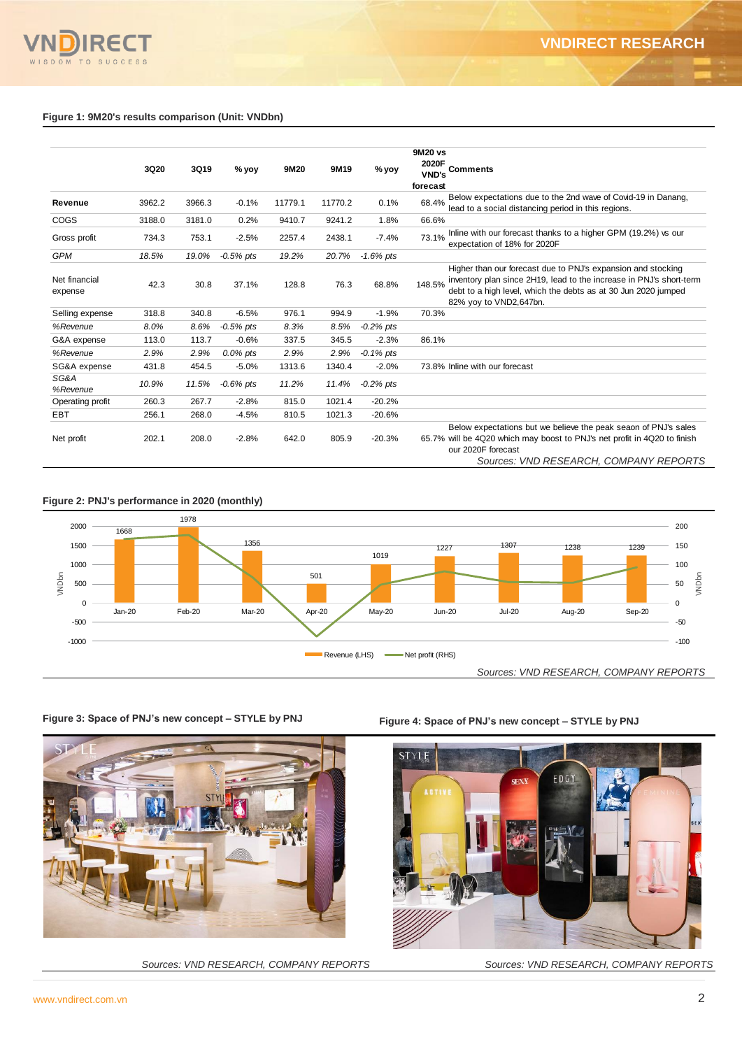**Figure 1: 9M20's results comparison (Unit: VNDbn)**

| | 3Q20 | 3Q19 | % yoy | 9M20 | 9M19 | % yoy | 9M20 vs 2020F VND's forecast | Comments |
|---|---|---|---|---|---|---|---|---|
| **Revenue** | 3962.2 | 3966.3 | -0.1% | 11779.1 | 11770.2 | 0.1% | 68.4% | Below expectations due to the 2nd wave of Covid-19 in Danang, lead to a social distancing period in this regions. |
| COGS | 3188.0 | 3181.0 | 0.2% | 9410.7 | 9241.2 | 1.8% | 66.6% | |
| Gross profit | 734.3 | 753.1 | -2.5% | 2257.4 | 2438.1 | -7.4% | 73.1% | Inline with our forecast thanks to a higher GPM (19.2%) vs our expectation of 18% for 2020F |
| *GPM* | *18.5%* | *19.0%* | *-0.5% pts* | *19.2%* | *20.7%* | *-1.6% pts* | | |
| Net financial expense | 42.3 | 30.8 | 37.1% | 128.8 | 76.3 | 68.8% | 148.5% | Higher than our forecast due to PNJ's expansion and stocking inventory plan since 2H19, lead to the increase in PNJ's short-term debt to a high level, which the debts as at 30 Jun 2020 jumped 82% yoy to VND2,647bn. |
| Selling expense | 318.8 | 340.8 | -6.5% | 976.1 | 994.9 | -1.9% | 70.3% | |
| *%Revenue* | *8.0%* | *8.6%* | *-0.5% pts* | *8.3%* | *8.5%* | *-0.2% pts* | | |
| G&A expense | 113.0 | 113.7 | -0.6% | 337.5 | 345.5 | -2.3% | 86.1% | |
| *%Revenue* | *2.9%* | *2.9%* | *0.0% pts* | *2.9%* | *2.9%* | *-0.1% pts* | | |
| SG&A expense | 431.8 | 454.5 | -5.0% | 1313.6 | 1340.4 | -2.0% | 73.8% | Inline with our forecast |
| *SG&A %Revenue* | *10.9%* | *11.5%* | *-0.6% pts* | *11.2%* | *11.4%* | *-0.2% pts* | | |
| Operating profit | 260.3 | 267.7 | -2.8% | 815.0 | 1021.4 | -20.2% | | |
| EBT | 256.1 | 268.0 | -4.5% | 810.5 | 1021.3 | -20.6% | | |
| Net profit | 202.1 | 208.0 | -2.8% | 642.0 | 805.9 | -20.3% | 65.7% | Below expectations but we believe the peak seaon of PNJ's sales will be 4Q20 which may boost to PNJ's net profit in 4Q20 to finish our 2020F forecast |

*Sources: VND RESEARCH, COMPANY REPORTS*

**Figure 2: PNJ's performance in 2020 (monthly)**

| | Jan-20 | Feb-20 | Mar-20 | Apr-20 | May-20 | Jun-20 | Jul-20 | Aug-20 | Sep-20 |
|---|---|---|---|---|---|---|---|---|---|
| Revenue (LHS, VNDbn) | 1668 | 1978 | 1356 | 501 | 1019 | 1227 | 1307 | 1238 | 1239 |

*Sources: VND RESEARCH, COMPANY REPORTS*

**Figure 3: Space of PNJ's new concept – STYLE by PNJ**

*Sources: VND RESEARCH, COMPANY REPORTS*

**Figure 4: Space of PNJ's new concept – STYLE by PNJ**

*Sources: VND RESEARCH, COMPANY REPORTS*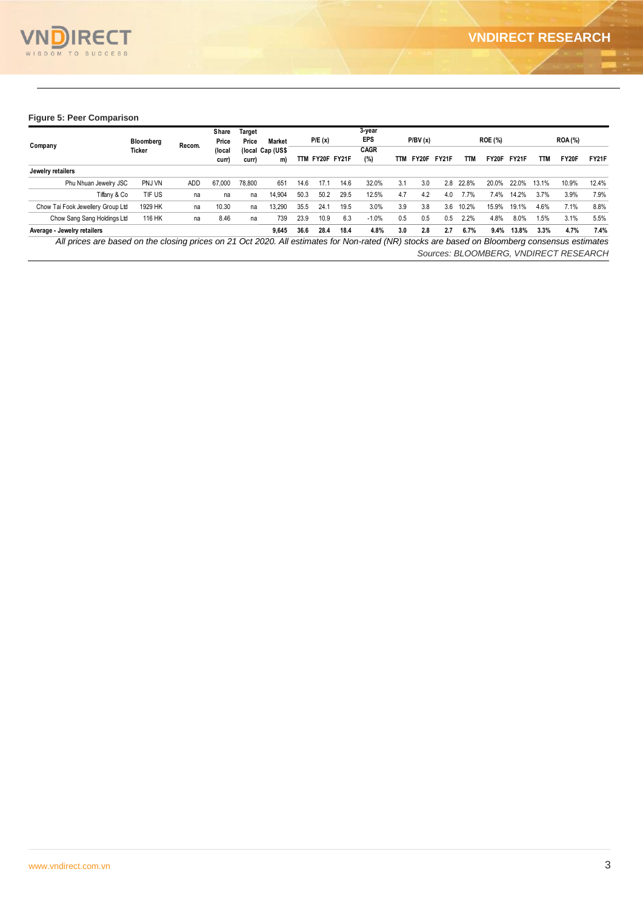**Figure 5: Peer Comparison**

| Company | Bloomberg Ticker | Recom. | Share Price (local curr) | Target Price (local curr) | Market Cap (US$ m) | P/E (x) | | | 3-year EPS CAGR (%) | P/BV (x) | | | ROE (%) | | | ROA (%) | | |
|---|---|---|---|---|---|---|---|---|---|---|---|---|---|---|---|---|---|---|
| | | | | | | TTM | FY20F | FY21F | | TTM | FY20F | FY21F | TTM | FY20F | FY21F | TTM | FY20F | FY21F |
| **Jewelry retailers** | | | | | | | | | | | | | | | | | | |
| Phu Nhuan Jewelry JSC | PNJ VN | ADD | 67,000 | 78,800 | 651 | 14.6 | 17.1 | 14.6 | 32.0% | 3.1 | 3.0 | 2.8 | 22.8% | 20.0% | 22.0% | 13.1% | 10.9% | 12.4% |
| Tiffany & Co | TIF US | na | na | na | 14,904 | 50.3 | 50.2 | 29.5 | 12.5% | 4.7 | 4.2 | 4.0 | 7.7% | 7.4% | 14.2% | 3.7% | 3.9% | 7.9% |
| Chow Tai Fook Jewellery Group Ltd | 1929 HK | na | 10.30 | na | 13,290 | 35.5 | 24.1 | 19.5 | 3.0% | 3.9 | 3.8 | 3.6 | 10.2% | 15.9% | 19.1% | 4.6% | 7.1% | 8.8% |
| Chow Sang Sang Holdings Ltd | 116 HK | na | 8.46 | na | 739 | 23.9 | 10.9 | 6.3 | -1.0% | 0.5 | 0.5 | 0.5 | 2.2% | 4.8% | 8.0% | 1.5% | 3.1% | 5.5% |
| **Average - Jewelry retailers** | | | | | **9,645** | **36.6** | **28.4** | **18.4** | **4.8%** | **3.0** | **2.8** | **2.7** | **6.7%** | **9.4%** | **13.8%** | **3.3%** | **4.7%** | **7.4%** |

*All prices are based on the closing prices on 21 Oct 2020. All estimates for Non-rated (NR) stocks are based on Bloomberg consensus estimates*

*Sources: BLOOMBERG, VNDIRECT RESEARCH*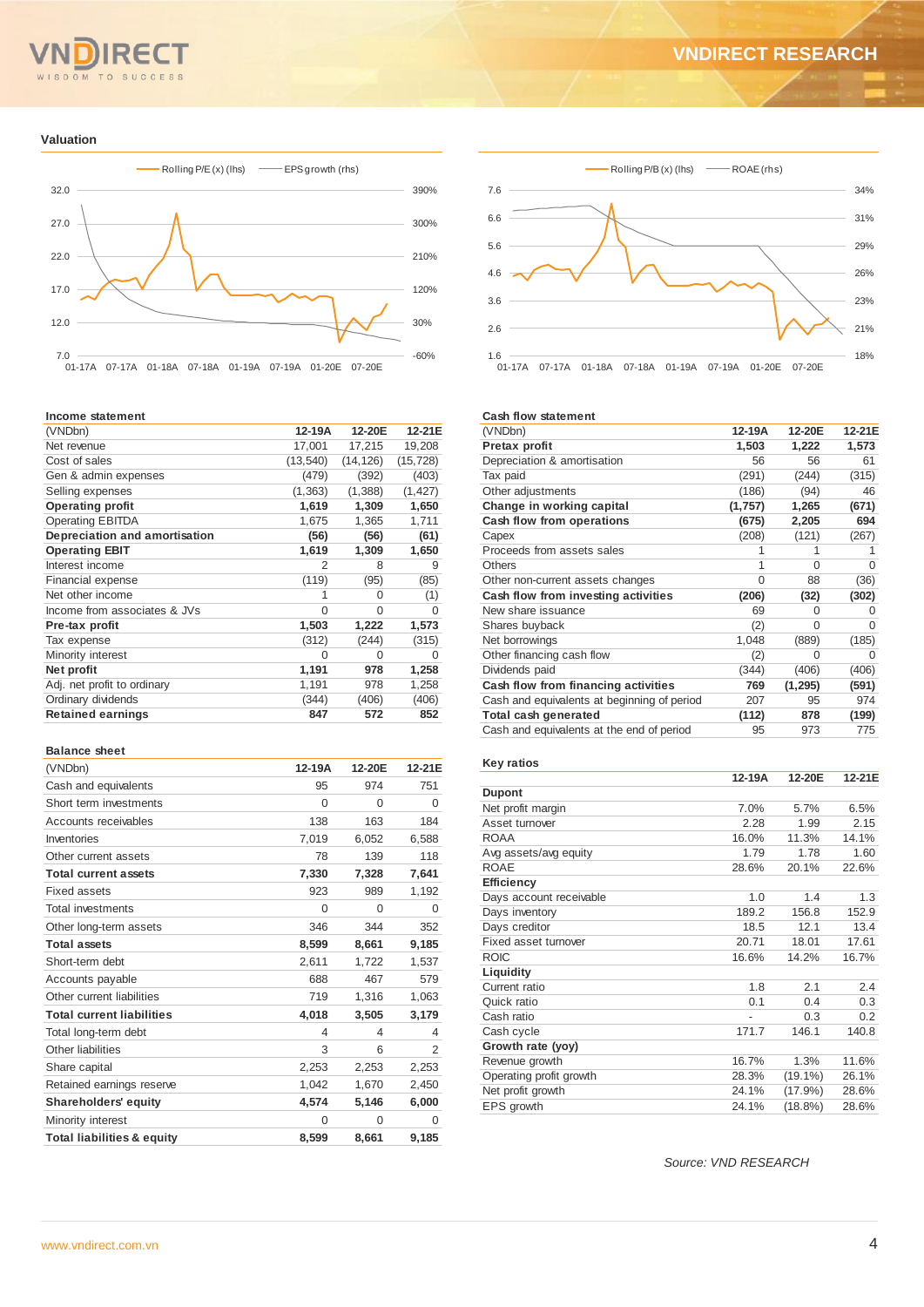## Valuation

Rolling P/E (x) (lhs) — EPS growth (rhs)

Rolling P/B (x) (lhs) — ROAE (rhs)

### Income statement

| (VNDbn) | 12-19A | 12-20E | 12-21E |
|---|---|---|---|
| Net revenue | 17,001 | 17,215 | 19,208 |
| Cost of sales | (13,540) | (14,126) | (15,728) |
| Gen & admin expenses | (479) | (392) | (403) |
| Selling expenses | (1,363) | (1,388) | (1,427) |
| **Operating profit** | **1,619** | **1,309** | **1,650** |
| Operating EBITDA | 1,675 | 1,365 | 1,711 |
| **Depreciation and amortisation** | **(56)** | **(56)** | **(61)** |
| **Operating EBIT** | **1,619** | **1,309** | **1,650** |
| Interest income | 2 | 8 | 9 |
| Financial expense | (119) | (95) | (85) |
| Net other income | 1 | 0 | (1) |
| Income from associates & JVs | 0 | 0 | 0 |
| **Pre-tax profit** | **1,503** | **1,222** | **1,573** |
| Tax expense | (312) | (244) | (315) |
| Minority interest | 0 | 0 | 0 |
| **Net profit** | **1,191** | **978** | **1,258** |
| Adj. net profit to ordinary | 1,191 | 978 | 1,258 |
| Ordinary dividends | (344) | (406) | (406) |
| **Retained earnings** | **847** | **572** | **852** |

### Balance sheet

| (VNDbn) | 12-19A | 12-20E | 12-21E |
|---|---|---|---|
| Cash and equivalents | 95 | 974 | 751 |
| Short term investments | 0 | 0 | 0 |
| Accounts receivables | 138 | 163 | 184 |
| Inventories | 7,019 | 6,052 | 6,588 |
| Other current assets | 78 | 139 | 118 |
| **Total current assets** | **7,330** | **7,328** | **7,641** |
| Fixed assets | 923 | 989 | 1,192 |
| Total investments | 0 | 0 | 0 |
| Other long-term assets | 346 | 344 | 352 |
| **Total assets** | **8,599** | **8,661** | **9,185** |
| Short-term debt | 2,611 | 1,722 | 1,537 |
| Accounts payable | 688 | 467 | 579 |
| Other current liabilities | 719 | 1,316 | 1,063 |
| **Total current liabilities** | **4,018** | **3,505** | **3,179** |
| Total long-term debt | 4 | 4 | 4 |
| Other liabilities | 3 | 6 | 2 |
| Share capital | 2,253 | 2,253 | 2,253 |
| Retained earnings reserve | 1,042 | 1,670 | 2,450 |
| **Shareholders' equity** | **4,574** | **5,146** | **6,000** |
| Minority interest | 0 | 0 | 0 |
| **Total liabilities & equity** | **8,599** | **8,661** | **9,185** |

### Cash flow statement

| (VNDbn) | 12-19A | 12-20E | 12-21E |
|---|---|---|---|
| **Pretax profit** | **1,503** | **1,222** | **1,573** |
| Depreciation & amortisation | 56 | 56 | 61 |
| Tax paid | (291) | (244) | (315) |
| Other adjustments | (186) | (94) | 46 |
| **Change in working capital** | **(1,757)** | **1,265** | **(671)** |
| **Cash flow from operations** | **(675)** | **2,205** | **694** |
| Capex | (208) | (121) | (267) |
| Proceeds from assets sales | 1 | 1 | 1 |
| Others | 1 | 0 | 0 |
| Other non-current assets changes | 0 | 88 | (36) |
| **Cash flow from investing activities** | **(206)** | **(32)** | **(302)** |
| New share issuance | 69 | 0 | 0 |
| Shares buyback | (2) | 0 | 0 |
| Net borrowings | 1,048 | (889) | (185) |
| Other financing cash flow | (2) | 0 | 0 |
| Dividends paid | (344) | (406) | (406) |
| **Cash flow from financing activities** | **769** | **(1,295)** | **(591)** |
| Cash and equivalents at beginning of period | 207 | 95 | 974 |
| **Total cash generated** | **(112)** | **878** | **(199)** |
| Cash and equivalents at the end of period | 95 | 973 | 775 |

### Key ratios

| | 12-19A | 12-20E | 12-21E |
|---|---|---|---|
| **Dupont** | | | |
| Net profit margin | 7.0% | 5.7% | 6.5% |
| Asset turnover | 2.28 | 1.99 | 2.15 |
| ROAA | 16.0% | 11.3% | 14.1% |
| Avg assets/avg equity | 1.79 | 1.78 | 1.60 |
| ROAE | 28.6% | 20.1% | 22.6% |
| **Efficiency** | | | |
| Days account receivable | 1.0 | 1.4 | 1.3 |
| Days inventory | 189.2 | 156.8 | 152.9 |
| Days creditor | 18.5 | 12.1 | 13.4 |
| Fixed asset turnover | 20.71 | 18.01 | 17.61 |
| ROIC | 16.6% | 14.2% | 16.7% |
| **Liquidity** | | | |
| Current ratio | 1.8 | 2.1 | 2.4 |
| Quick ratio | 0.1 | 0.4 | 0.3 |
| Cash ratio | - | 0.3 | 0.2 |
| Cash cycle | 171.7 | 146.1 | 140.8 |
| **Growth rate (yoy)** | | | |
| Revenue growth | 16.7% | 1.3% | 11.6% |
| Operating profit growth | 28.3% | (19.1%) | 26.1% |
| Net profit growth | 24.1% | (17.9%) | 28.6% |
| EPS growth | 24.1% | (18.8%) | 28.6% |

*Source: VND RESEARCH*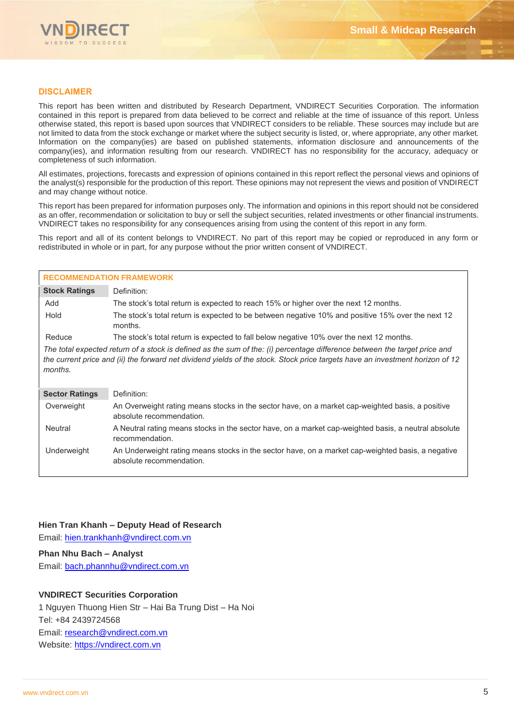## DISCLAIMER

This report has been written and distributed by Research Department, VNDIRECT Securities Corporation. The information contained in this report is prepared from data believed to be correct and reliable at the time of issuance of this report. Unless otherwise stated, this report is based upon sources that VNDIRECT considers to be reliable. These sources may include but are not limited to data from the stock exchange or market where the subject security is listed, or, where appropriate, any other market. Information on the company(ies) are based on published statements, information disclosure and announcements of the company(ies), and information resulting from our research. VNDIRECT has no responsibility for the accuracy, adequacy or completeness of such information.

All estimates, projections, forecasts and expression of opinions contained in this report reflect the personal views and opinions of the analyst(s) responsible for the production of this report. These opinions may not represent the views and position of VNDIRECT and may change without notice.

This report has been prepared for information purposes only. The information and opinions in this report should not be considered as an offer, recommendation or solicitation to buy or sell the subject securities, related investments or other financial instruments. VNDIRECT takes no responsibility for any consequences arising from using the content of this report in any form.

This report and all of its content belongs to VNDIRECT. No part of this report may be copied or reproduced in any form or redistributed in whole or in part, for any purpose without the prior written consent of VNDIRECT.

### RECOMMENDATION FRAMEWORK

| **Stock Ratings** | Definition: |
|---|---|
| Add | The stock's total return is expected to reach 15% or higher over the next 12 months. |
| Hold | The stock's total return is expected to be between negative 10% and positive 15% over the next 12 months. |
| Reduce | The stock's total return is expected to fall below negative 10% over the next 12 months. |

*The total expected return of a stock is defined as the sum of the: (i) percentage difference between the target price and the current price and (ii) the forward net dividend yields of the stock. Stock price targets have an investment horizon of 12 months.*

| **Sector Ratings** | Definition: |
|---|---|
| Overweight | An Overweight rating means stocks in the sector have, on a market cap-weighted basis, a positive absolute recommendation. |
| Neutral | A Neutral rating means stocks in the sector have, on a market cap-weighted basis, a neutral absolute recommendation. |
| Underweight | An Underweight rating means stocks in the sector have, on a market cap-weighted basis, a negative absolute recommendation. |

**Hien Tran Khanh – Deputy Head of Research**
Email: hien.trankhanh@vndirect.com.vn

**Phan Nhu Bach – Analyst**
Email: bach.phannhu@vndirect.com.vn

**VNDIRECT Securities Corporation**
1 Nguyen Thuong Hien Str – Hai Ba Trung Dist – Ha Noi
Tel: +84 2439724568
Email: research@vndirect.com.vn
Website: https://vndirect.com.vn